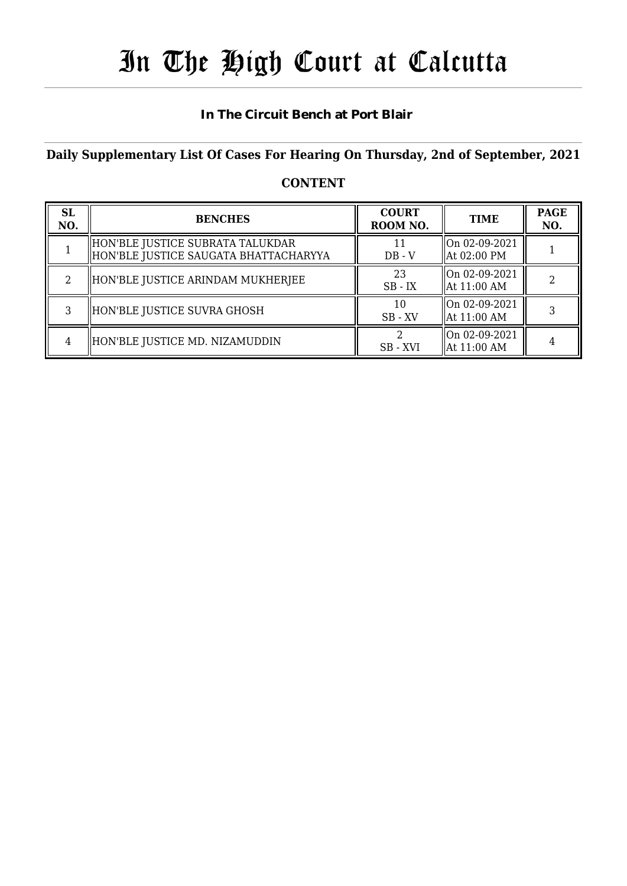# In The High Court at Calcutta

## In The Circuit Bench at Port Blair

### Daily Supplementary List Of Cases For Hearing On Thursday, 2nd of September, 2021

### CONTENT

| SL NO. | BENCHES | COURT ROOM NO. | TIME | PAGE NO. |
|---|---|---|---|---|
| 1 | HON'BLE JUSTICE SUBRATA TALUKDAR<br>HON'BLE JUSTICE SAUGATA BHATTACHARYYA | 11<br>DB - V | On 02-09-2021<br>At 02:00 PM | 1 |
| 2 | HON'BLE JUSTICE ARINDAM MUKHERJEE | 23<br>SB - IX | On 02-09-2021<br>At 11:00 AM | 2 |
| 3 | HON'BLE JUSTICE SUVRA GHOSH | 10<br>SB - XV | On 02-09-2021<br>At 11:00 AM | 3 |
| 4 | HON'BLE JUSTICE MD. NIZAMUDDIN | 2<br>SB - XVI | On 02-09-2021<br>At 11:00 AM | 4 |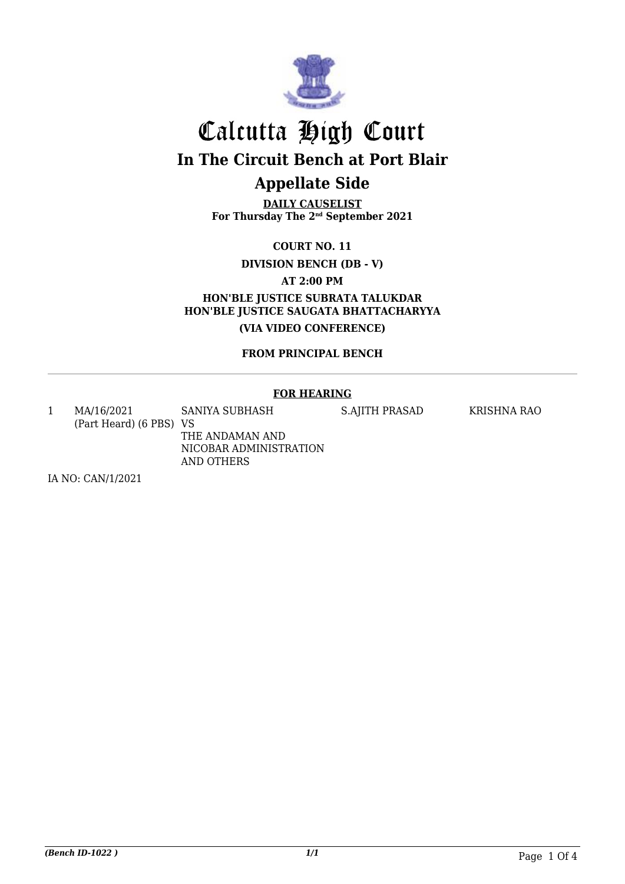# Calcutta High Court

## In The Circuit Bench at Port Blair

## Appellate Side

**DAILY CAUSELIST**
**For Thursday The 2nd September 2021**

**COURT NO. 11**

**DIVISION BENCH (DB - V)**

**AT 2:00 PM**

**HON'BLE JUSTICE SUBRATA TALUKDAR**
**HON'BLE JUSTICE SAUGATA BHATTACHARYYA**

**(VIA VIDEO CONFERENCE)**

**FROM PRINCIPAL BENCH**

---

**FOR HEARING**

| | | | | |
|---|---|---|---|---|
| 1 | MA/16/2021 (Part Heard) (6 PBS) | SANIYA SUBHASH VS THE ANDAMAN AND NICOBAR ADMINISTRATION AND OTHERS | S.AJITH PRASAD | KRISHNA RAO |

IA NO: CAN/1/2021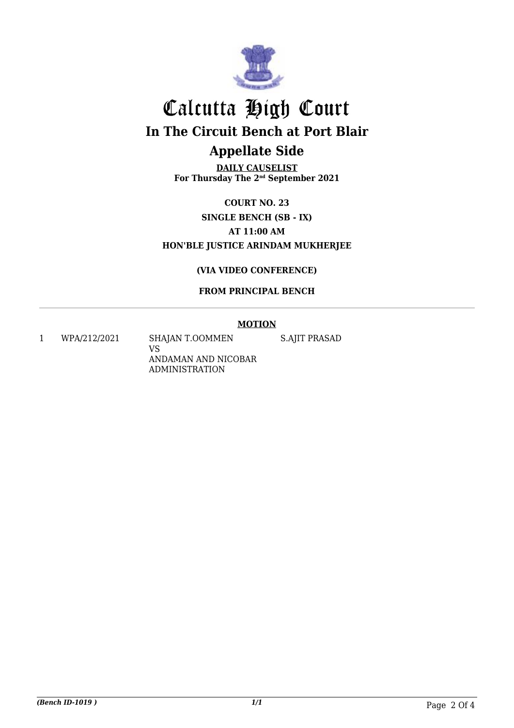# Calcutta High Court

## In The Circuit Bench at Port Blair

## Appellate Side

**DAILY CAUSELIST**
**For Thursday The 2nd September 2021**

**COURT NO. 23**

**SINGLE BENCH (SB - IX)**

**AT 11:00 AM**

**HON'BLE JUSTICE ARINDAM MUKHERJEE**

**(VIA VIDEO CONFERENCE)**

**FROM PRINCIPAL BENCH**

---

**MOTION**

| | | | |
|---|---|---|---|
| 1 | WPA/212/2021 | SHAJAN T.OOMMEN<br>VS<br>ANDAMAN AND NICOBAR ADMINISTRATION | S.AJIT PRASAD |

*(Bench ID-1019 )* *1/1*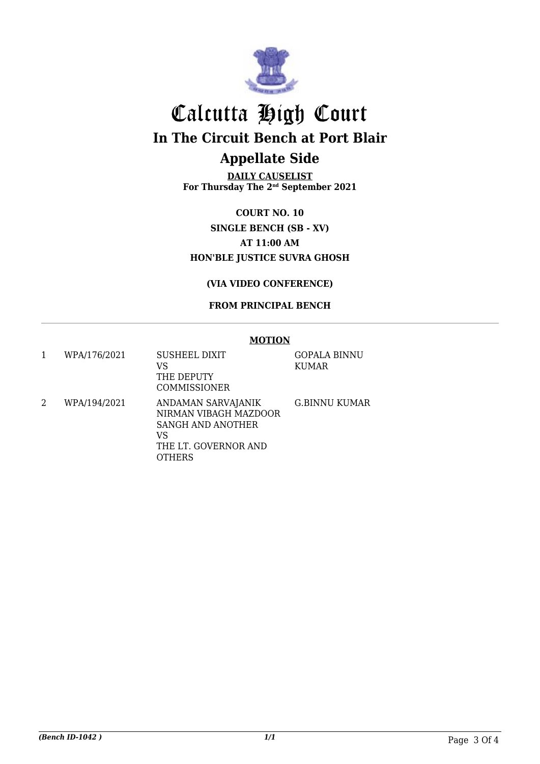# Calcutta High Court

## In The Circuit Bench at Port Blair

## Appellate Side

**DAILY CAUSELIST**
**For Thursday The 2nd September 2021**

**COURT NO. 10**
**SINGLE BENCH (SB - XV)**
**AT 11:00 AM**
**HON'BLE JUSTICE SUVRA GHOSH**

**(VIA VIDEO CONFERENCE)**

**FROM PRINCIPAL BENCH**

**MOTION**

| | | | |
|---|---|---|---|
| 1 | WPA/176/2021 | SUSHEEL DIXIT<br>VS<br>THE DEPUTY COMMISSIONER | GOPALA BINNU KUMAR |
| 2 | WPA/194/2021 | ANDAMAN SARVAJANIK NIRMAN VIBAGH MAZDOOR SANGH AND ANOTHER<br>VS<br>THE LT. GOVERNOR AND OTHERS | G.BINNU KUMAR |

*(Bench ID-1042 )*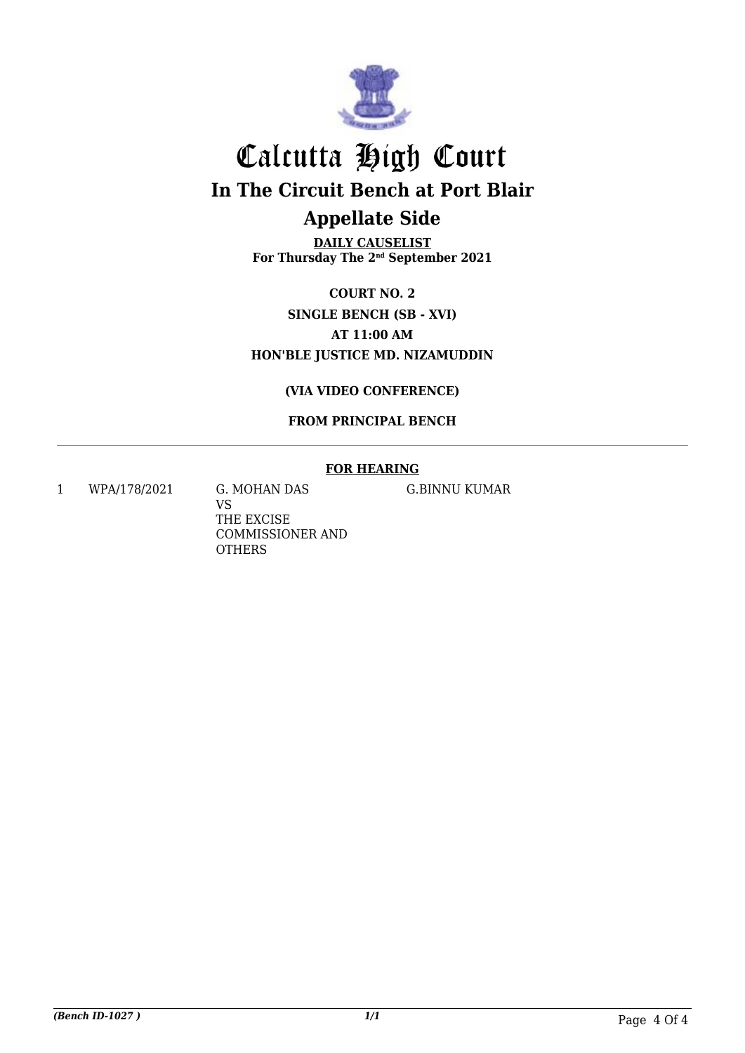# Calcutta High Court

## In The Circuit Bench at Port Blair

## Appellate Side

**DAILY CAUSELIST**
**For Thursday The 2nd September 2021**

**COURT NO. 2**
**SINGLE BENCH (SB - XVI)**
**AT 11:00 AM**
**HON'BLE JUSTICE MD. NIZAMUDDIN**

**(VIA VIDEO CONFERENCE)**

**FROM PRINCIPAL BENCH**

**FOR HEARING**

| | | | |
|---|---|---|---|
| 1 | WPA/178/2021 | G. MOHAN DAS VS THE EXCISE COMMISSIONER AND OTHERS | G.BINNU KUMAR |

*(Bench ID-1027 )* *1/1*